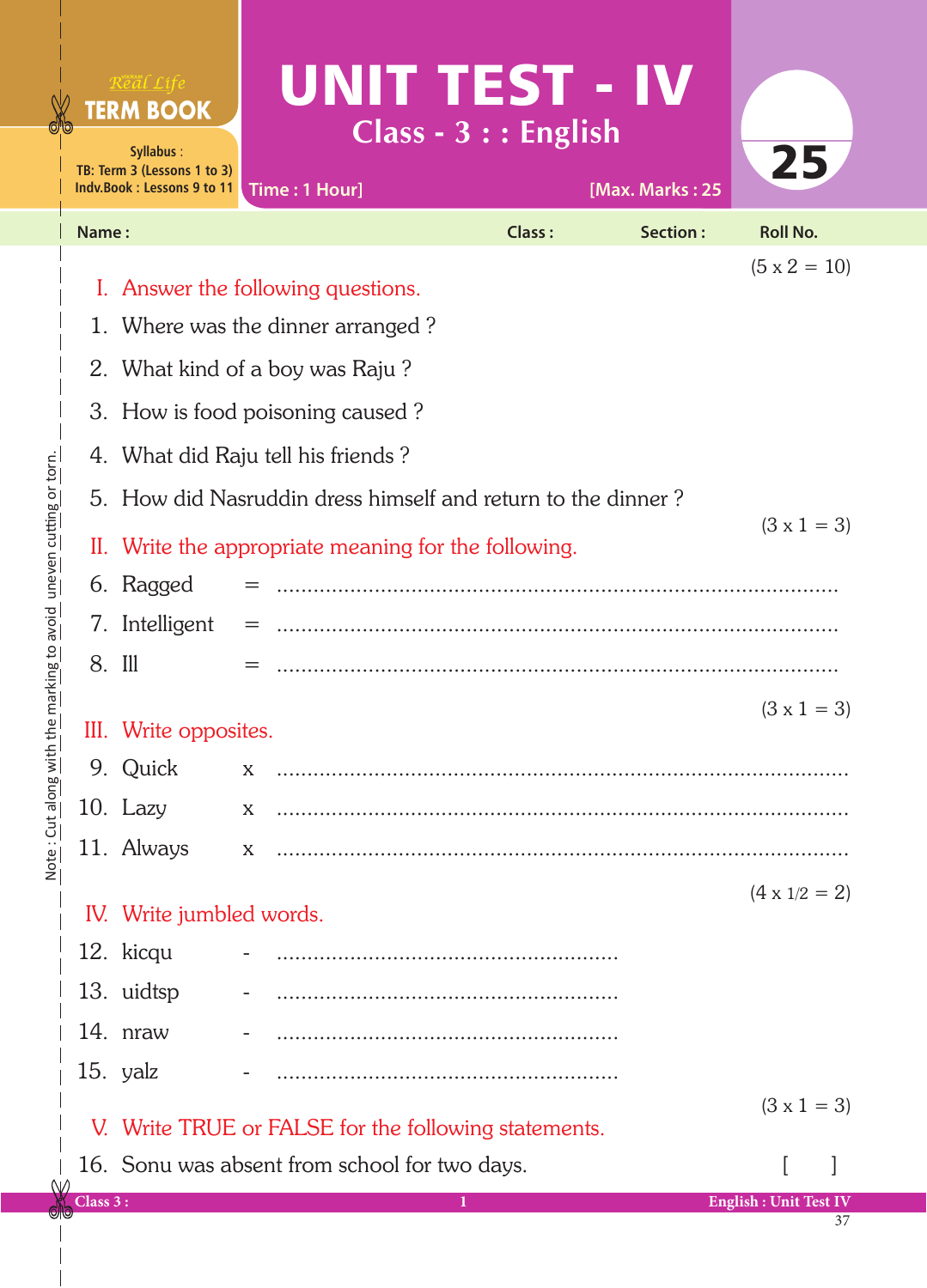Real Life **TERM BOOK**

Syllabus :
TB: Term 3 (Lessons 1 to 3)
Indv.Book : Lessons 9 to 11

# UNIT TEST - IV

## Class - 3 : : English

Time : 1 Hour] [Max. Marks : 25

25

**Name :** **Class :** **Section :** **Roll No.**

(5 x 2 = 10)

I. Answer the following questions.

1. Where was the dinner arranged ?
2. What kind of a boy was Raju ?
3. How is food poisoning caused ?
4. What did Raju tell his friends ?
5. How did Nasruddin dress himself and return to the dinner ?

(3 x 1 = 3)

II. Write the appropriate meaning for the following.

6. Ragged = ..........................................................................................
7. Intelligent = ..........................................................................................
8. Ill = ..........................................................................................

(3 x 1 = 3)

III. Write opposites.

9. Quick x ..........................................................................................
10. Lazy x ..........................................................................................
11. Always x ..........................................................................................

(4 x 1/2 = 2)

IV. Write jumbled words.

12. kicqu - .......................................................
13. uidtsp - .......................................................
14. nraw - .......................................................
15. yalz - .......................................................

(3 x 1 = 3)

V. Write TRUE or FALSE for the following statements.

16. Sonu was absent from school for two days. [ ]

Note : Cut along with the marking to avoid uneven cutting or torn.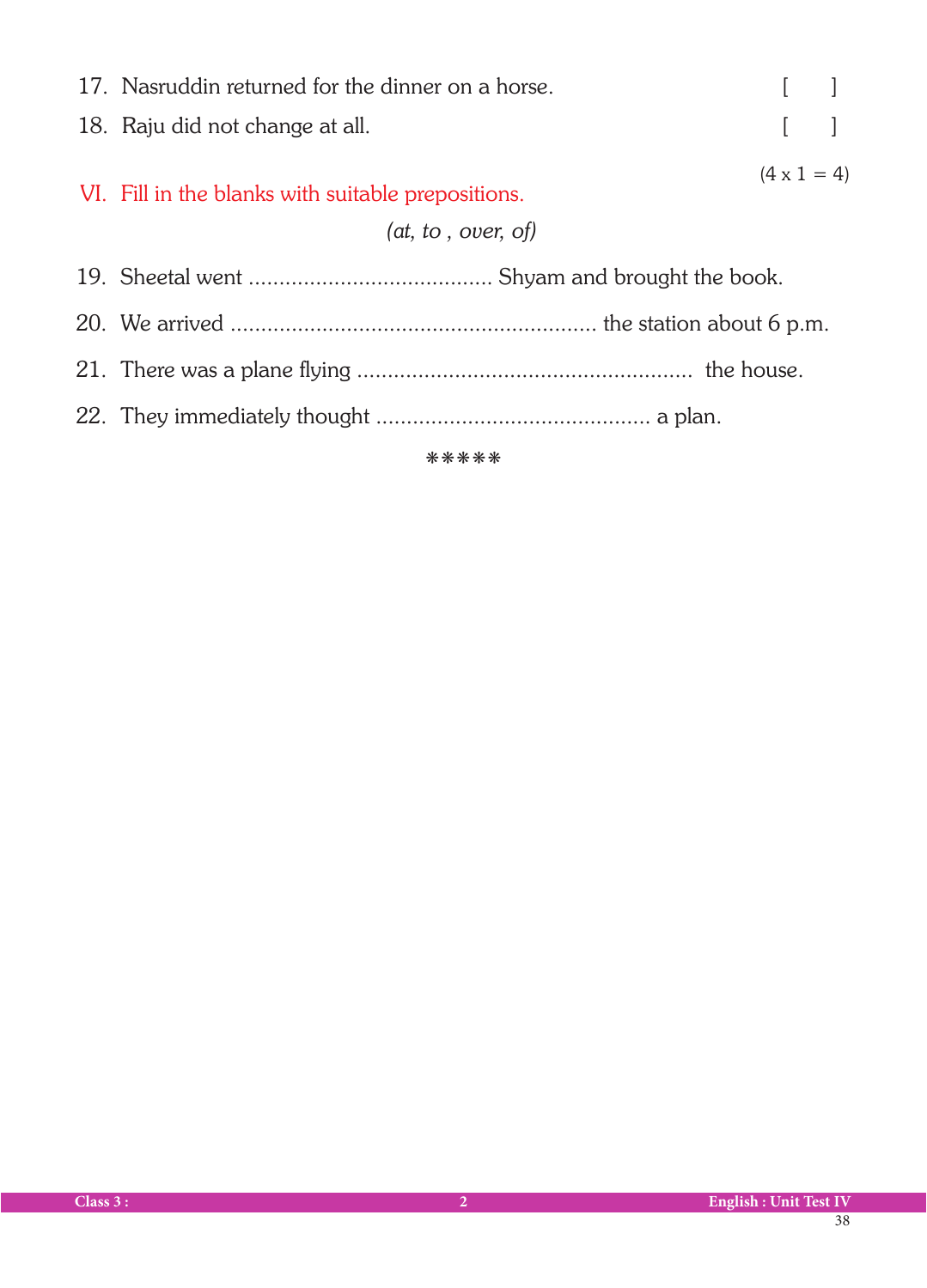17. Nasruddin returned for the dinner on a horse. [ ]

18. Raju did not change at all. [ ]

(4 x 1 = 4)

## VI. Fill in the blanks with suitable prepositions.

*(at, to , over, of)*

19. Sheetal went ....................................... Shyam and brought the book.

20. We arrived .......................................................... the station about 6 p.m.

21. There was a plane flying ...................................................... the house.

22. They immediately thought ............................................ a plan.

*****